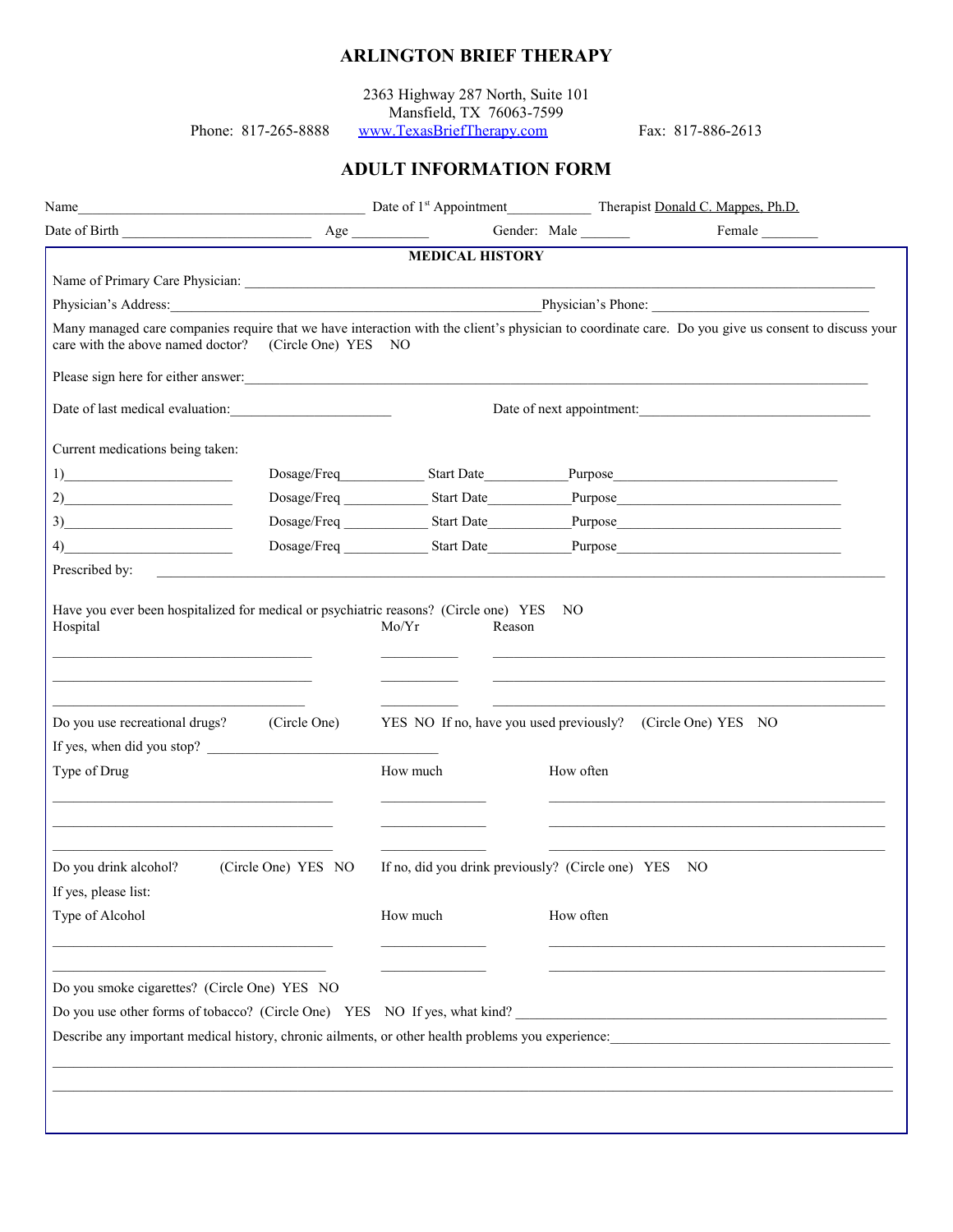# ARLINGTON BRIEF THERAPY

2363 Highway 287 North, Suite 101
Mansfield, TX 76063-7599
Phone: 817-265-8888 www.TexasBriefTherapy.com Fax: 817-886-2613

## ADULT INFORMATION FORM

Name________________________________________ Date of 1st Appointment____________ Therapist Donald C. Mappes, Ph.D.

Date of Birth __________________________ Age ___________ Gender: Male _______ Female ________

### MEDICAL HISTORY

Name of Primary Care Physician: ________________________________________________________________________________

Physician's Address:_____________________________________________________Physician's Phone: ______________________________

Many managed care companies require that we have interaction with the client's physician to coordinate care. Do you give us consent to discuss your care with the above named doctor? (Circle One) YES NO

Please sign here for either answer:________________________________________________________________________________

Date of last medical evaluation:______________________ Date of next appointment:________________________________

Current medications being taken:

1)_______________________ Dosage/Freq____________ Start Date___________Purpose_______________________________

2)_______________________ Dosage/Freq ____________ Start Date___________Purpose_______________________________

3)_______________________ Dosage/Freq ____________ Start Date___________Purpose_______________________________

4)_______________________ Dosage/Freq ____________ Start Date___________Purpose_______________________________

Prescribed by: ________________________________________________________________________________________

Have you ever been hospitalized for medical or psychiatric reasons? (Circle one) YES NO

| Hospital | Mo/Yr | Reason |
|---|---|---|
| | | |
| | | |
| | | |

Do you use recreational drugs? (Circle One) YES NO If no, have you used previously? (Circle One) YES NO

If yes, when did you stop? ________________________________

| Type of Drug | How much | How often |
|---|---|---|
| | | |
| | | |
| | | |

Do you drink alcohol? (Circle One) YES NO If no, did you drink previously? (Circle one) YES NO

If yes, please list:

| Type of Alcohol | How much | How often |
|---|---|---|
| | | |
| | | |

Do you smoke cigarettes? (Circle One) YES NO

Do you use other forms of tobacco? (Circle One) YES NO If yes, what kind? ______________________________________________

Describe any important medical history, chronic ailments, or other health problems you experience:________________________________________

__________________________________________________________________________________________________________

__________________________________________________________________________________________________________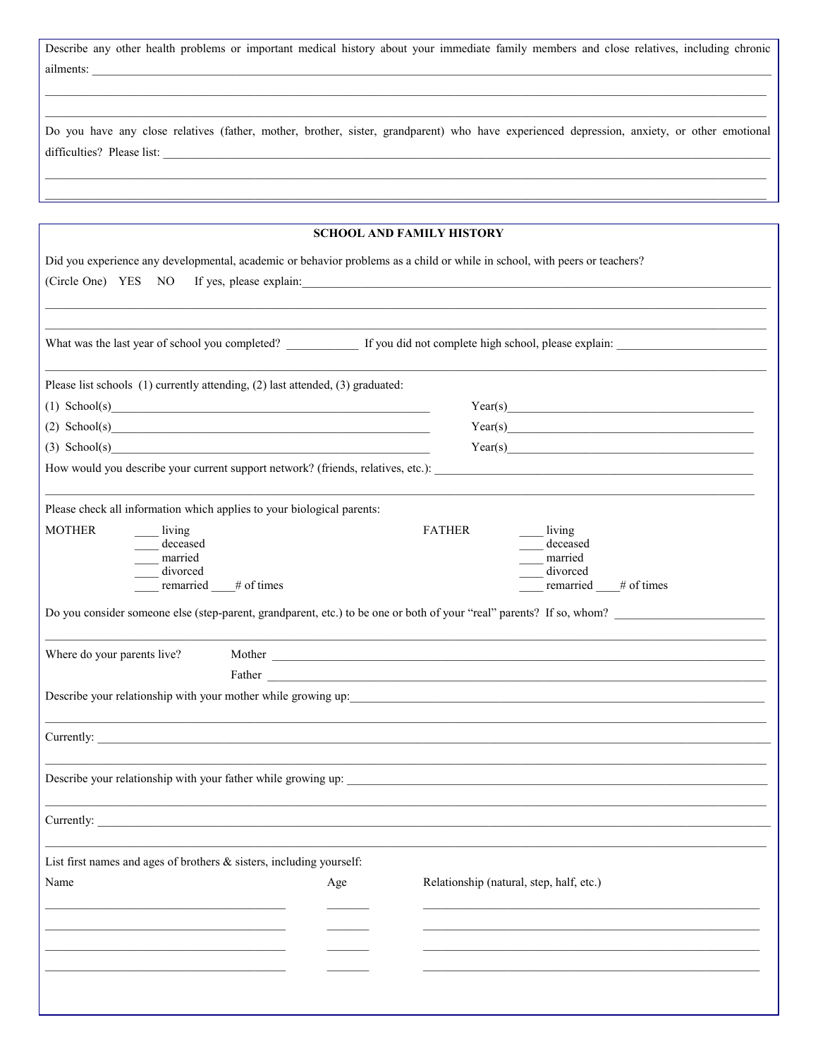Describe any other health problems or important medical history about your immediate family members and close relatives, including chronic ailments: ____________________________________________________________

____________________________________________________________

____________________________________________________________

Do you have any close relatives (father, mother, brother, sister, grandparent) who have experienced depression, anxiety, or other emotional difficulties? Please list: ____________________________________________________________

____________________________________________________________

____________________________________________________________

## SCHOOL AND FAMILY HISTORY

Did you experience any developmental, academic or behavior problems as a child or while in school, with peers or teachers?

(Circle One) YES NO If yes, please explain: ____________________________________________________________

____________________________________________________________

____________________________________________________________

What was the last year of school you completed? ____________ If you did not complete high school, please explain: ________________________

____________________________________________________________

Please list schools (1) currently attending, (2) last attended, (3) graduated:

(1) School(s)________________________________________ Year(s)________________________________

(2) School(s)________________________________________ Year(s)________________________________

(3) School(s)________________________________________ Year(s)________________________________

How would you describe your current support network? (friends, relatives, etc.): ________________________________________

____________________________________________________________

Please check all information which applies to your biological parents:

| | | | |
|---|---|---|---|
| MOTHER | ____ living | FATHER | ____ living |
| | ____ deceased | | ____ deceased |
| | ____ married | | ____ married |
| | ____ divorced | | ____ divorced |
| | ____ remarried ____# of times | | ____ remarried ____# of times |

Do you consider someone else (step-parent, grandparent, etc.) to be one or both of your "real" parents? If so, whom? ________________________

____________________________________________________________

Where do your parents live? Mother ____________________________________________________________

Father ____________________________________________________________

Describe your relationship with your mother while growing up: ____________________________________________________________

____________________________________________________________

Currently: ____________________________________________________________

____________________________________________________________

Describe your relationship with your father while growing up: ____________________________________________________________

____________________________________________________________

Currently: ____________________________________________________________

____________________________________________________________

List first names and ages of brothers & sisters, including yourself:

| Name | Age | Relationship (natural, step, half, etc.) |
|---|---|---|
| | | |
| | | |
| | | |
| | | |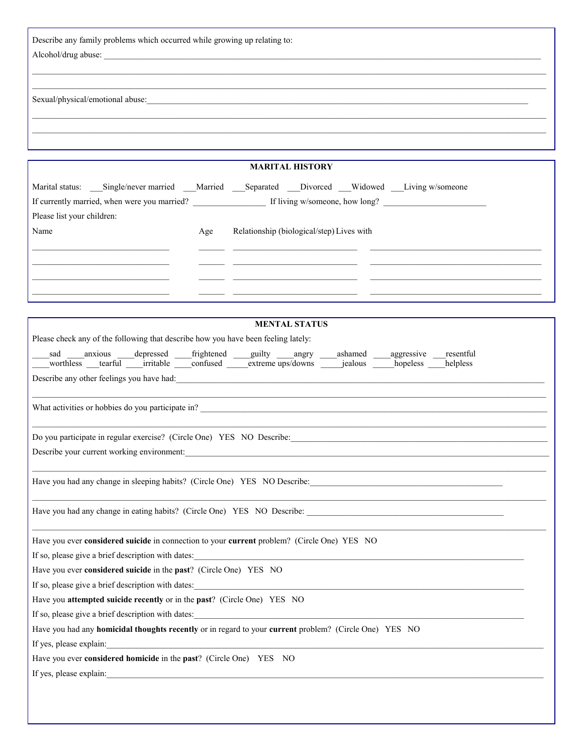Describe any family problems which occurred while growing up relating to:

Alcohol/drug abuse: ___________________________________________________________________________

___________________________________________________________________________

___________________________________________________________________________

Sexual/physical/emotional abuse: ___________________________________________________________________________

___________________________________________________________________________

___________________________________________________________________________

## MARITAL HISTORY

Marital status: ___Single/never married ___Married ___Separated ___Divorced ___Widowed ___Living w/someone

If currently married, when were you married? ________________ If living w/someone, how long? ________________________

Please list your children:

| Name | Age | Relationship (biological/step) | Lives with |
|---|---|---|---|
| | | | |
| | | | |
| | | | |
| | | | |

## MENTAL STATUS

Please check any of the following that describe how you have been feeling lately:

____sad ____anxious ____depressed ____frightened ____guilty ____angry ____ashamed ____aggressive ___resentful
____worthless ___tearful ____irritable ____confused _____extreme ups/downs _____jealous _____hopeless ____helpless

Describe any other feelings you have had: ___________________________________________________________________________

___________________________________________________________________________

What activities or hobbies do you participate in? ___________________________________________________________________________

___________________________________________________________________________

Do you participate in regular exercise? (Circle One) YES NO Describe: ___________________________________________________________________________

Describe your current working environment: ___________________________________________________________________________

___________________________________________________________________________

Have you had any change in sleeping habits? (Circle One) YES NO Describe: ______________________________________________

___________________________________________________________________________

Have you had any change in eating habits? (Circle One) YES NO Describe: ______________________________________________

___________________________________________________________________________

Have you ever **considered suicide** in connection to your **current** problem? (Circle One) YES NO

If so, please give a brief description with dates: ___________________________________________________________________________

Have you ever **considered suicide** in the **past**? (Circle One) YES NO

If so, please give a brief description with dates: ___________________________________________________________________________

Have you **attempted suicide recently** or in the **past**? (Circle One) YES NO

If so, please give a brief description with dates: ___________________________________________________________________________

Have you had any **homicidal thoughts recently** or in regard to your **current** problem? (Circle One) YES NO

If yes, please explain: ___________________________________________________________________________

Have you ever **considered homicide** in the **past**? (Circle One) YES NO

If yes, please explain: ___________________________________________________________________________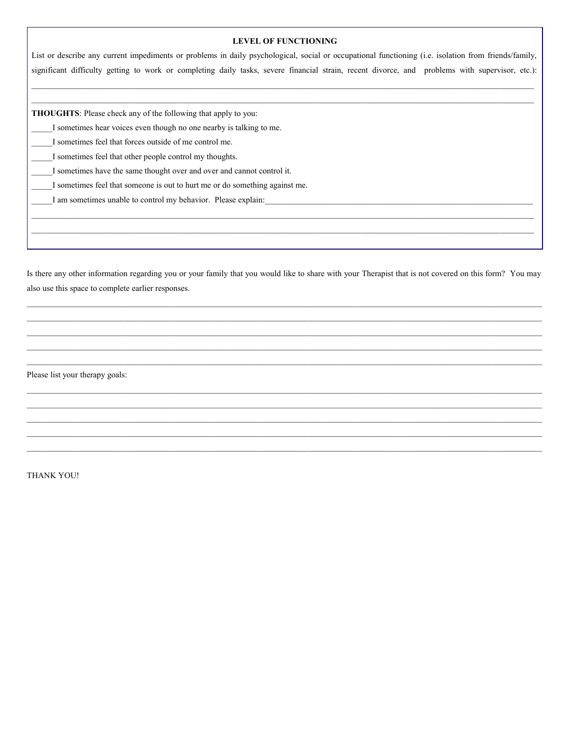**LEVEL OF FUNCTIONING**

List or describe any current impediments or problems in daily psychological, social or occupational functioning (i.e. isolation from friends/family, significant difficulty getting to work or completing daily tasks, severe financial strain, recent divorce, and problems with supervisor, etc.): ___________________________________________________________________________

___________________________________________________________________________

**THOUGHTS**: Please check any of the following that apply to you:

_____I sometimes hear voices even though no one nearby is talking to me.

_____I sometimes feel that forces outside of me control me.

_____I sometimes feel that other people control my thoughts.

_____I sometimes have the same thought over and over and cannot control it.

_____I sometimes feel that someone is out to hurt me or do something against me.

_____I am sometimes unable to control my behavior. Please explain:___________________________________

___________________________________________________________________________

___________________________________________________________________________

Is there any other information regarding you or your family that you would like to share with your Therapist that is not covered on this form? You may also use this space to complete earlier responses.

___________________________________________________________________________

___________________________________________________________________________

___________________________________________________________________________

___________________________________________________________________________

___________________________________________________________________________

Please list your therapy goals:

___________________________________________________________________________

___________________________________________________________________________

___________________________________________________________________________

___________________________________________________________________________

___________________________________________________________________________

THANK YOU!